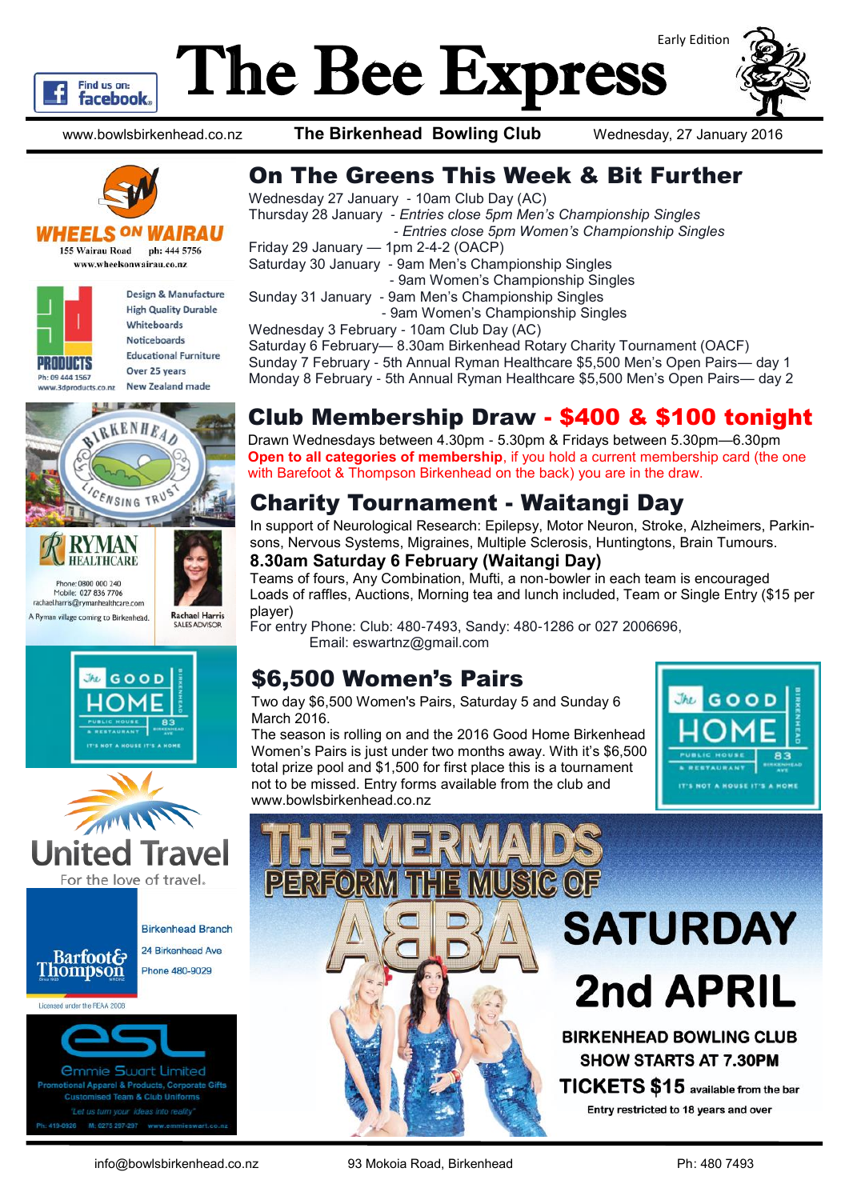# The Bee Express

Early Edition

www.bowlsbirkenhead.co.nz | **The Birkenhead Bowling Club** | Wednesday, 27 January 2016

## On The Greens This Week & Bit Further

Wednesday 27 January - 10am Club Day (AC)
Thursday 28 January - *Entries close 5pm Men's Championship Singles*
- *Entries close 5pm Women's Championship Singles*

Friday 29 January — 1pm 2-4-2 (OACP)
Saturday 30 January - 9am Men's Championship Singles
- 9am Women's Championship Singles

Sunday 31 January - 9am Men's Championship Singles
- 9am Women's Championship Singles

Wednesday 3 February - 10am Club Day (AC)
Saturday 6 February— 8.30am Birkenhead Rotary Charity Tournament (OACF)
Sunday 7 February - 5th Annual Ryman Healthcare $5,500 Men's Open Pairs— day 1
Monday 8 February - 5th Annual Ryman Healthcare $5,500 Men's Open Pairs— day 2

## Club Membership Draw - $400 & $100 tonight

Drawn Wednesdays between 4.30pm - 5.30pm & Fridays between 5.30pm—6.30pm
**Open to all categories of membership**, if you hold a current membership card (the one with Barefoot & Thompson Birkenhead on the back) you are in the draw.

## Charity Tournament - Waitangi Day

In support of Neurological Research: Epilepsy, Motor Neuron, Stroke, Alzheimers, Parkinsons, Nervous Systems, Migraines, Multiple Sclerosis, Huntingtons, Brain Tumours.

**8.30am Saturday 6 February (Waitangi Day)**

Teams of fours, Any Combination, Mufti, a non-bowler in each team is encouraged
Loads of raffles, Auctions, Morning tea and lunch included, Team or Single Entry ($15 per player)
For entry Phone: Club: 480-7493, Sandy: 480-1286 or 027 2006696,
Email: eswartnz@gmail.com

## $6,500 Women's Pairs

Two day $6,500 Women's Pairs, Saturday 5 and Sunday 6 March 2016.
The season is rolling on and the 2016 Good Home Birkenhead Women's Pairs is just under two months away. With it's $6,500 total prize pool and $1,500 for first place this is a tournament not to be missed. Entry forms available from the club and www.bowlsbirkenhead.co.nz

The Good Home Birkenhead — Public House & Restaurant — 83 Birkenhead Ave — It's not a house it's a home

## THE MERMAIDS PERFORM THE MUSIC OF ABBA

**SATURDAY 2nd APRIL**

**BIRKENHEAD BOWLING CLUB**
**SHOW STARTS AT 7.30PM**
**TICKETS $15** available from the bar
Entry restricted to 18 years and over

---

Find us on: facebook

**WHEELS ON WAIRAU** — 155 Wairau Road ph: 444 5756 — www.wheelsonwairau.co.nz

**3D PRODUCTS** — Ph: 09 444 1567 — www.3dproducts.co.nz — Design & Manufacture, High Quality Durable Whiteboards, Noticeboards, Educational Furniture, Over 25 years, New Zealand made

**Birkenhead Licensing Trust**

**RYMAN HEALTHCARE** — Phone: 0800 000 240 — Mobile: 027 836 7706 — rachaelharris@rymanhealthcare.com — A Ryman village coming to Birkenhead. — Rachael Harris, SALES ADVISOR

**The Good Home** — Public House & Restaurant — 83 Birkenhead Ave — It's not a house it's a home

**United Travel** — For the love of travel.

**Barfoot & Thompson** — Birkenhead Branch — 24 Birkenhead Ave — Phone 480-9029 — Licensed under the REAA 2008

**esl — Emmie Swart Limited** — Promotional Apparel & Products, Corporate Gifts, Customised Team & Club Uniforms — "Let us turn your ideas into reality" — Ph: 419-0926 M: 0275 297-297 www.emmieswart.co.nz

---

info@bowlsbirkenhead.co.nz | 93 Mokoia Road, Birkenhead | Ph: 480 7493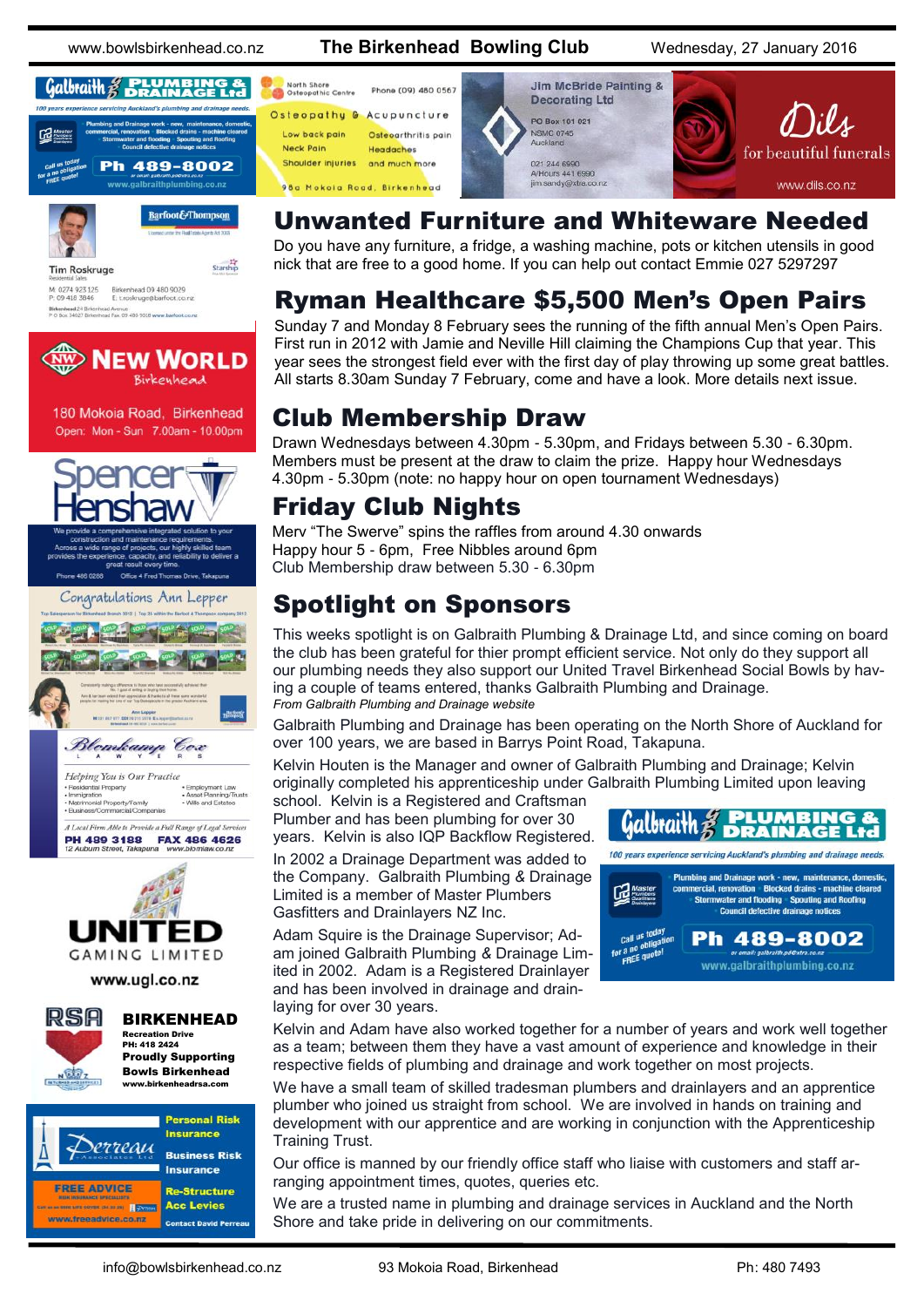## Unwanted Furniture and Whiteware Needed

Do you have any furniture, a fridge, a washing machine, pots or kitchen utensils in good nick that are free to a good home. If you can help out contact Emmie 027 5297297

## Ryman Healthcare $5,500 Men's Open Pairs

Sunday 7 and Monday 8 February sees the running of the fifth annual Men's Open Pairs. First run in 2012 with Jamie and Neville Hill claiming the Champions Cup that year. This year sees the strongest field ever with the first day of play throwing up some great battles. All starts 8.30am Sunday 7 February, come and have a look. More details next issue.

## Club Membership Draw

Drawn Wednesdays between 4.30pm - 5.30pm, and Fridays between 5.30 - 6.30pm. Members must be present at the draw to claim the prize. Happy hour Wednesdays 4.30pm - 5.30pm (note: no happy hour on open tournament Wednesdays)

## Friday Club Nights

Merv "The Swerve" spins the raffles from around 4.30 onwards
Happy hour 5 - 6pm, Free Nibbles around 6pm
Club Membership draw between 5.30 - 6.30pm

## Spotlight on Sponsors

This weeks spotlight is on Galbraith Plumbing & Drainage Ltd, and since coming on board the club has been grateful for thier prompt efficient service. Not only do they support all our plumbing needs they also support our United Travel Birkenhead Social Bowls by having a couple of teams entered, thanks Galbraith Plumbing and Drainage.

*From Galbraith Plumbing and Drainage website*

Galbraith Plumbing and Drainage has been operating on the North Shore of Auckland for over 100 years, we are based in Barrys Point Road, Takapuna.

Kelvin Houten is the Manager and owner of Galbraith Plumbing and Drainage; Kelvin originally completed his apprenticeship under Galbraith Plumbing Limited upon leaving school. Kelvin is a Registered and Craftsman Plumber and has been plumbing for over 30 years. Kelvin is also IQP Backflow Registered.

In 2002 a Drainage Department was added to the Company. Galbraith Plumbing & Drainage Limited is a member of Master Plumbers Gasfitters and Drainlayers NZ Inc.

Adam Squire is the Drainage Supervisor; Adam joined Galbraith Plumbing & Drainage Limited in 2002. Adam is a Registered Drainlayer and has been involved in drainage and drainlaying for over 30 years.

Kelvin and Adam have also worked together for a number of years and work well together as a team; between them they have a vast amount of experience and knowledge in their respective fields of plumbing and drainage and work together on most projects.

We have a small team of skilled tradesman plumbers and drainlayers and an apprentice plumber who joined us straight from school. We are involved in hands on training and development with our apprentice and are working in conjunction with the Apprenticeship Training Trust.

Our office is manned by our friendly office staff who liaise with customers and staff arranging appointment times, quotes, queries etc.

We are a trusted name in plumbing and drainage services in Auckland and the North Shore and take pride in delivering on our commitments.